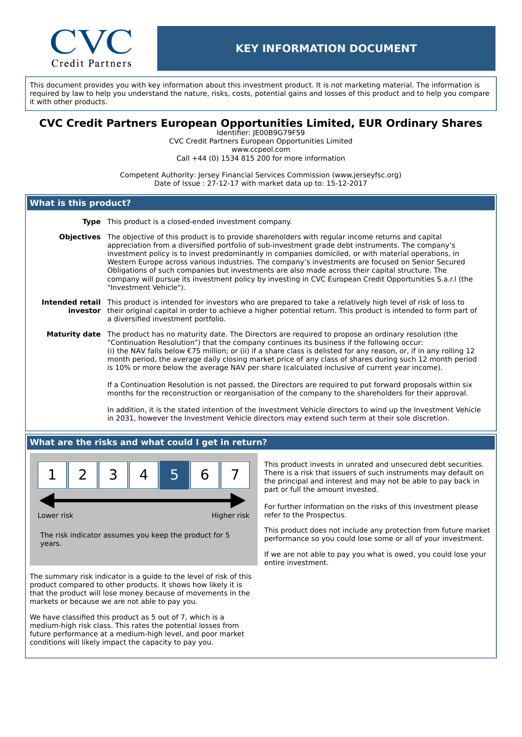CVC Credit Partners

# KEY INFORMATION DOCUMENT

This document provides you with key information about this investment product. It is not marketing material. The information is required by law to help you understand the nature, risks, costs, potential gains and losses of this product and to help you compare it with other products.

## CVC Credit Partners European Opportunities Limited, EUR Ordinary Shares

Identifier: JE00B9G79F59
CVC Credit Partners European Opportunities Limited
www.ccpeol.com
Call +44 (0) 1534 815 200 for more information

Competent Authority: Jersey Financial Services Commission (www.jerseyfsc.org)
Date of Issue : 27-12-17 with market data up to: 15-12-2017

## What is this product?

**Type** This product is a closed-ended investment company.

**Objectives** The objective of this product is to provide shareholders with regular income returns and capital appreciation from a diversified portfolio of sub-investment grade debt instruments. The company's investment policy is to invest predominantly in companies domiciled, or with material operations, in Western Europe across various industries. The company's investments are focused on Senior Secured Obligations of such companies but investments are also made across their capital structure. The company will pursue its investment policy by investing in CVC European Credit Opportunities S.a.r.l (the "Investment Vehicle").

**Intended retail investor** This product is intended for investors who are prepared to take a relatively high level of risk of loss to their original capital in order to achieve a higher potential return. This product is intended to form part of a diversified investment portfolio.

**Maturity date** The product has no maturity date. The Directors are required to propose an ordinary resolution (the "Continuation Resolution") that the company continues its business if the following occur:
(i) the NAV falls below €75 million; or (ii) if a share class is delisted for any reason, or, if in any rolling 12 month period, the average daily closing market price of any class of shares during such 12 month period is 10% or more below the average NAV per share (calculated inclusive of current year income).

If a Continuation Resolution is not passed, the Directors are required to put forward proposals within six months for the reconstruction or reorganisation of the company to the shareholders for their approval.

In addition, it is the stated intention of the Investment Vehicle directors to wind up the Investment Vehicle in 2031, however the Investment Vehicle directors may extend such term at their sole discretion.

## What are the risks and what could I get in return?

| 1 | 2 | 3 | 4 | **5** | 6 | 7 |
|---|---|---|---|---|---|---|

Lower risk ← → Higher risk

The risk indicator assumes you keep the product for 5 years.

The summary risk indicator is a guide to the level of risk of this product compared to other products. It shows how likely it is that the product will lose money because of movements in the markets or because we are not able to pay you.

We have classified this product as 5 out of 7, which is a medium-high risk class. This rates the potential losses from future performance at a medium-high level, and poor market conditions will likely impact the capacity to pay you.

This product invests in unrated and unsecured debt securities. There is a risk that issuers of such instruments may default on the principal and interest and may not be able to pay back in part or full the amount invested.

For further information on the risks of this investment please refer to the Prospectus.

This product does not include any protection from future market performance so you could lose some or all of your investment.

If we are not able to pay you what is owed, you could lose your entire investment.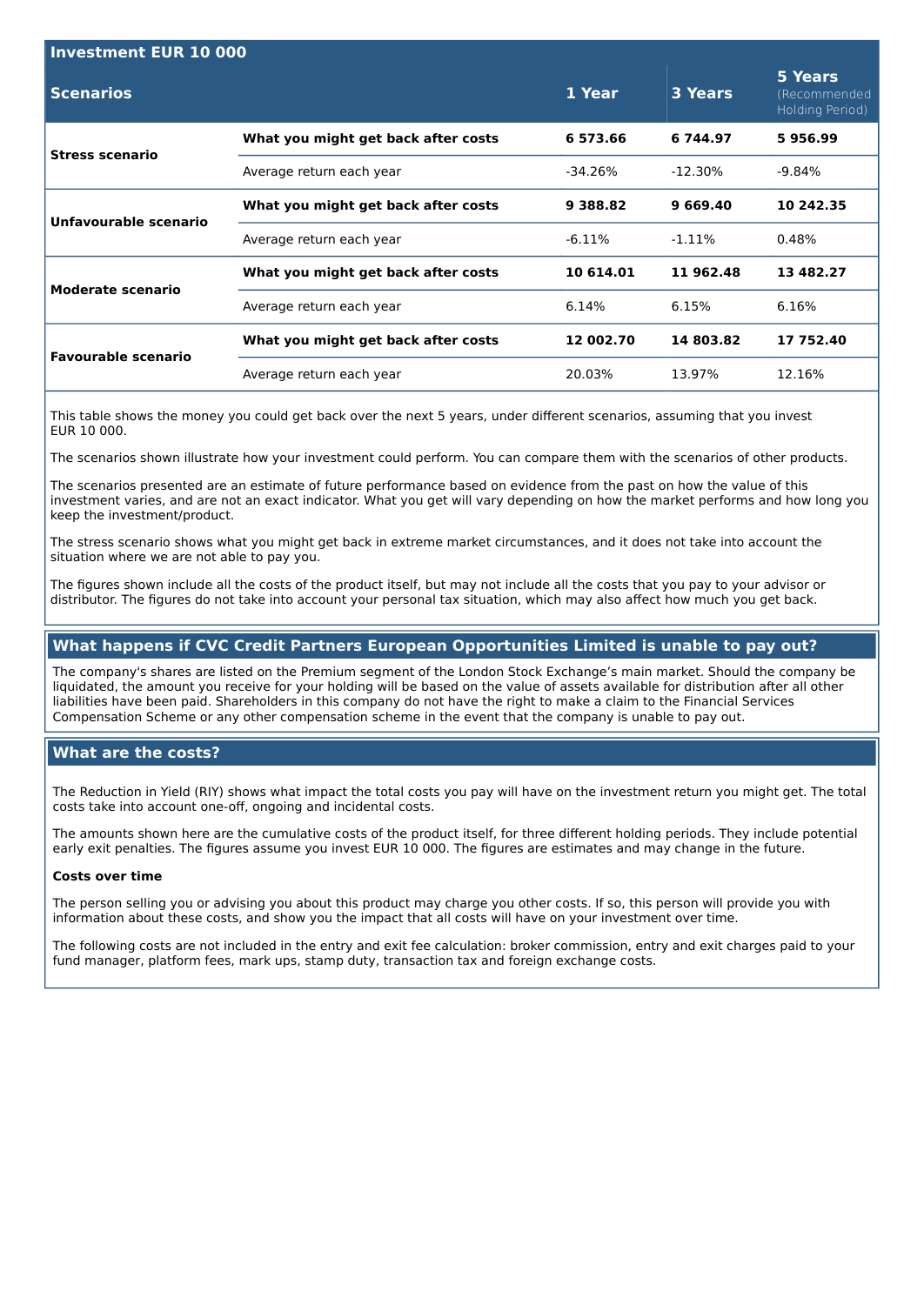| Investment EUR 10 000 | | | | |
| --- | --- | --- | --- | --- |
| **Scenarios** | | **1 Year** | **3 Years** | **5 Years** (Recommended Holding Period) |
| **Stress scenario** | **What you might get back after costs** | **6 573.66** | **6 744.97** | **5 956.99** |
| | Average return each year | -34.26% | -12.30% | -9.84% |
| **Unfavourable scenario** | **What you might get back after costs** | **9 388.82** | **9 669.40** | **10 242.35** |
| | Average return each year | -6.11% | -1.11% | 0.48% |
| **Moderate scenario** | **What you might get back after costs** | **10 614.01** | **11 962.48** | **13 482.27** |
| | Average return each year | 6.14% | 6.15% | 6.16% |
| **Favourable scenario** | **What you might get back after costs** | **12 002.70** | **14 803.82** | **17 752.40** |
| | Average return each year | 20.03% | 13.97% | 12.16% |

This table shows the money you could get back over the next 5 years, under different scenarios, assuming that you invest EUR 10 000.

The scenarios shown illustrate how your investment could perform. You can compare them with the scenarios of other products.

The scenarios presented are an estimate of future performance based on evidence from the past on how the value of this investment varies, and are not an exact indicator. What you get will vary depending on how the market performs and how long you keep the investment/product.

The stress scenario shows what you might get back in extreme market circumstances, and it does not take into account the situation where we are not able to pay you.

The figures shown include all the costs of the product itself, but may not include all the costs that you pay to your advisor or distributor. The figures do not take into account your personal tax situation, which may also affect how much you get back.

## What happens if CVC Credit Partners European Opportunities Limited is unable to pay out?

The company's shares are listed on the Premium segment of the London Stock Exchange's main market. Should the company be liquidated, the amount you receive for your holding will be based on the value of assets available for distribution after all other liabilities have been paid. Shareholders in this company do not have the right to make a claim to the Financial Services Compensation Scheme or any other compensation scheme in the event that the company is unable to pay out.

## What are the costs?

The Reduction in Yield (RIY) shows what impact the total costs you pay will have on the investment return you might get. The total costs take into account one-off, ongoing and incidental costs.

The amounts shown here are the cumulative costs of the product itself, for three different holding periods. They include potential early exit penalties. The figures assume you invest EUR 10 000. The figures are estimates and may change in the future.

**Costs over time**

The person selling you or advising you about this product may charge you other costs. If so, this person will provide you with information about these costs, and show you the impact that all costs will have on your investment over time.

The following costs are not included in the entry and exit fee calculation: broker commission, entry and exit charges paid to your fund manager, platform fees, mark ups, stamp duty, transaction tax and foreign exchange costs.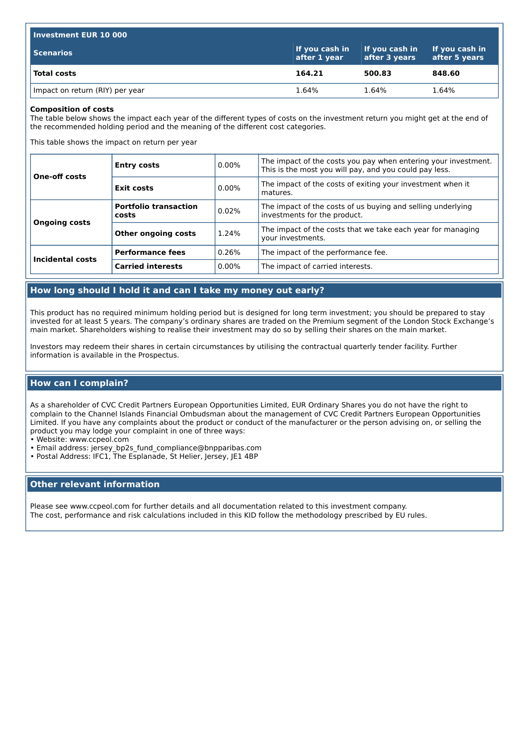| Investment EUR 10 000 | | | |
|---|---|---|---|
| **Scenarios** | **If you cash in after 1 year** | **If you cash in after 3 years** | **If you cash in after 5 years** |
| **Total costs** | **164.21** | **500.83** | **848.60** |
| Impact on return (RIY) per year | 1.64% | 1.64% | 1.64% |

**Composition of costs**

The table below shows the impact each year of the different types of costs on the investment return you might get at the end of the recommended holding period and the meaning of the different cost categories.

This table shows the impact on return per year

| | | | |
|---|---|---|---|
| **One-off costs** | **Entry costs** | 0.00% | The impact of the costs you pay when entering your investment. This is the most you will pay, and you could pay less. |
| | **Exit costs** | 0.00% | The impact of the costs of exiting your investment when it matures. |
| **Ongoing costs** | **Portfolio transaction costs** | 0.02% | The impact of the costs of us buying and selling underlying investments for the product. |
| | **Other ongoing costs** | 1.24% | The impact of the costs that we take each year for managing your investments. |
| **Incidental costs** | **Performance fees** | 0.26% | The impact of the performance fee. |
| | **Carried interests** | 0.00% | The impact of carried interests. |

## How long should I hold it and can I take my money out early?

This product has no required minimum holding period but is designed for long term investment; you should be prepared to stay invested for at least 5 years. The company's ordinary shares are traded on the Premium segment of the London Stock Exchange's main market. Shareholders wishing to realise their investment may do so by selling their shares on the main market.

Investors may redeem their shares in certain circumstances by utilising the contractual quarterly tender facility. Further information is available in the Prospectus.

## How can I complain?

As a shareholder of CVC Credit Partners European Opportunities Limited, EUR Ordinary Shares you do not have the right to complain to the Channel Islands Financial Ombudsman about the management of CVC Credit Partners European Opportunities Limited. If you have any complaints about the product or conduct of the manufacturer or the person advising on, or selling the product you may lodge your complaint in one of three ways:

- Website: www.ccpeol.com
- Email address: jersey_bp2s_fund_compliance@bnpparibas.com
- Postal Address: IFC1, The Esplanade, St Helier, Jersey, JE1 4BP

## Other relevant information

Please see www.ccpeol.com for further details and all documentation related to this investment company.
The cost, performance and risk calculations included in this KID follow the methodology prescribed by EU rules.